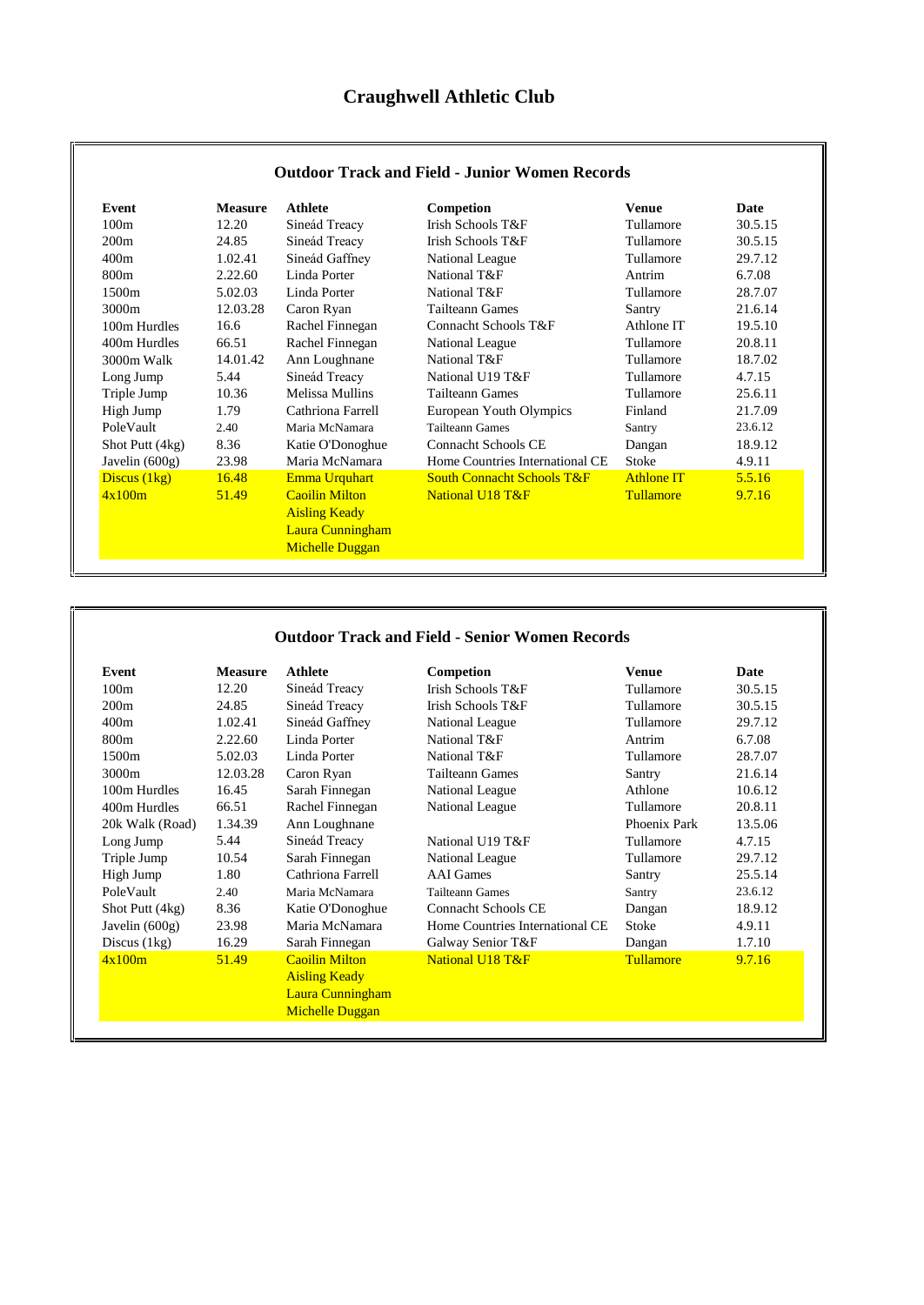# Craughwell Athletic Club

## Outdoor Track and Field - Junior Women Records

| Event | Measure | Athlete | Competion | Venue | Date |
|---|---|---|---|---|---|
| 100m | 12.20 | Sineád Treacy | Irish Schools T&F | Tullamore | 30.5.15 |
| 200m | 24.85 | Sineád Treacy | Irish Schools T&F | Tullamore | 30.5.15 |
| 400m | 1.02.41 | Sineád Gaffney | National League | Tullamore | 29.7.12 |
| 800m | 2.22.60 | Linda Porter | National T&F | Antrim | 6.7.08 |
| 1500m | 5.02.03 | Linda Porter | National T&F | Tullamore | 28.7.07 |
| 3000m | 12.03.28 | Caron Ryan | Tailteann Games | Santry | 21.6.14 |
| 100m Hurdles | 16.6 | Rachel Finnegan | Connacht Schools T&F | Athlone IT | 19.5.10 |
| 400m Hurdles | 66.51 | Rachel Finnegan | National League | Tullamore | 20.8.11 |
| 3000m Walk | 14.01.42 | Ann Loughnane | National T&F | Tullamore | 18.7.02 |
| Long Jump | 5.44 | Sineád Treacy | National U19 T&F | Tullamore | 4.7.15 |
| Triple Jump | 10.36 | Melissa Mullins | Tailteann Games | Tullamore | 25.6.11 |
| High Jump | 1.79 | Cathriona Farrell | European Youth Olympics | Finland | 21.7.09 |
| PoleVault | 2.40 | Maria McNamara | Tailteann Games | Santry | 23.6.12 |
| Shot Putt (4kg) | 8.36 | Katie O'Donoghue | Connacht Schools CE | Dangan | 18.9.12 |
| Javelin (600g) | 23.98 | Maria McNamara | Home Countries International CE | Stoke | 4.9.11 |
| Discus (1kg) | 16.48 | Emma Urquhart | South Connacht Schools T&F | Athlone IT | 5.5.16 |
| 4x100m | 51.49 | Caoilin Milton<br>Aisling Keady<br>Laura Cunningham<br>Michelle Duggan | National U18 T&F | Tullamore | 9.7.16 |

## Outdoor Track and Field - Senior Women Records

| Event | Measure | Athlete | Competion | Venue | Date |
|---|---|---|---|---|---|
| 100m | 12.20 | Sineád Treacy | Irish Schools T&F | Tullamore | 30.5.15 |
| 200m | 24.85 | Sineád Treacy | Irish Schools T&F | Tullamore | 30.5.15 |
| 400m | 1.02.41 | Sineád Gaffney | National League | Tullamore | 29.7.12 |
| 800m | 2.22.60 | Linda Porter | National T&F | Antrim | 6.7.08 |
| 1500m | 5.02.03 | Linda Porter | National T&F | Tullamore | 28.7.07 |
| 3000m | 12.03.28 | Caron Ryan | Tailteann Games | Santry | 21.6.14 |
| 100m Hurdles | 16.45 | Sarah Finnegan | National League | Athlone | 10.6.12 |
| 400m Hurdles | 66.51 | Rachel Finnegan | National League | Tullamore | 20.8.11 |
| 20k Walk (Road) | 1.34.39 | Ann Loughnane | | Phoenix Park | 13.5.06 |
| Long Jump | 5.44 | Sineád Treacy | National U19 T&F | Tullamore | 4.7.15 |
| Triple Jump | 10.54 | Sarah Finnegan | National League | Tullamore | 29.7.12 |
| High Jump | 1.80 | Cathriona Farrell | AAI Games | Santry | 25.5.14 |
| PoleVault | 2.40 | Maria McNamara | Tailteann Games | Santry | 23.6.12 |
| Shot Putt (4kg) | 8.36 | Katie O'Donoghue | Connacht Schools CE | Dangan | 18.9.12 |
| Javelin (600g) | 23.98 | Maria McNamara | Home Countries International CE | Stoke | 4.9.11 |
| Discus (1kg) | 16.29 | Sarah Finnegan | Galway Senior T&F | Dangan | 1.7.10 |
| 4x100m | 51.49 | Caoilin Milton<br>Aisling Keady<br>Laura Cunningham<br>Michelle Duggan | National U18 T&F | Tullamore | 9.7.16 |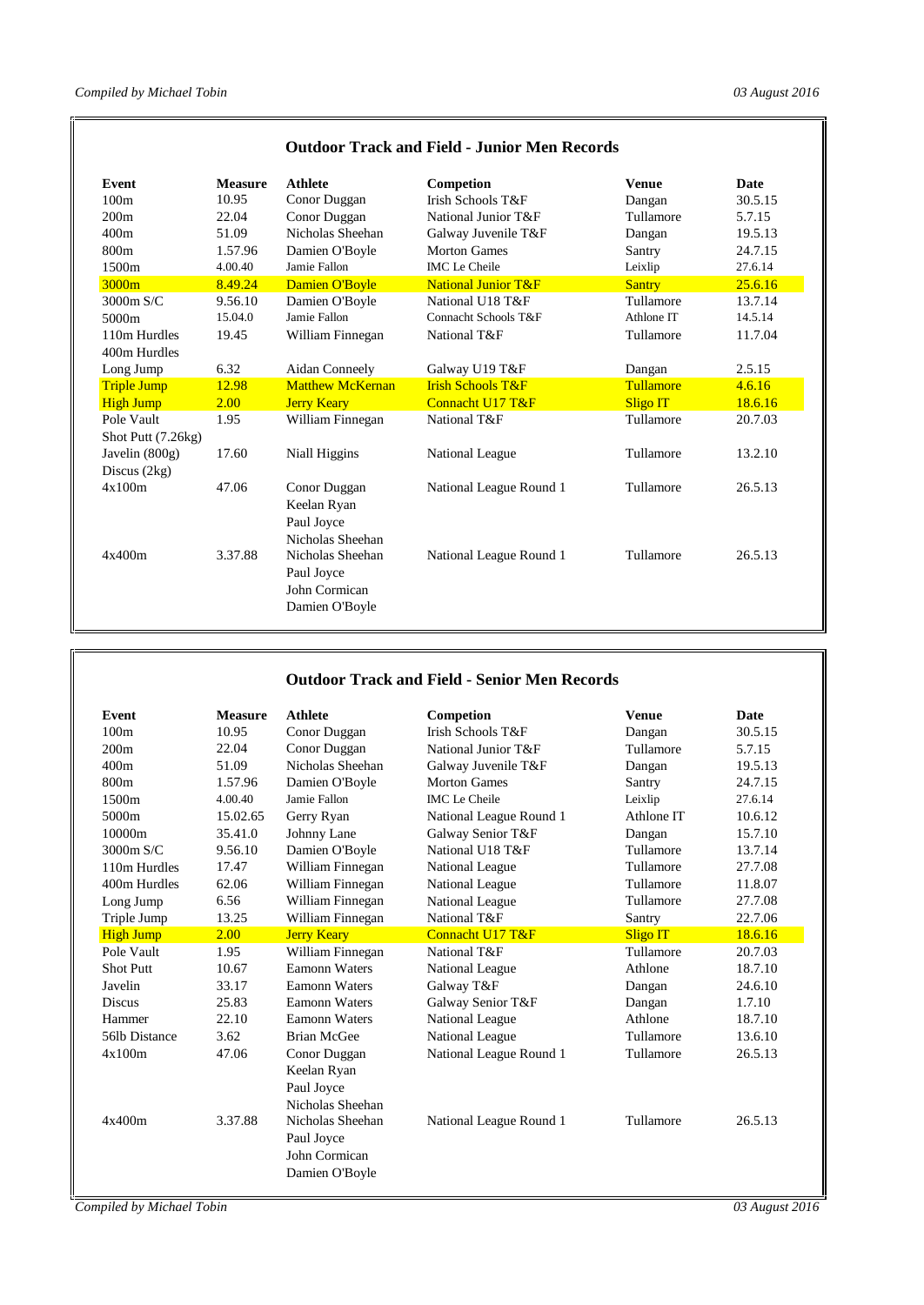## Outdoor Track and Field - Junior Men Records

| Event | Measure | Athlete | Competion | Venue | Date |
|---|---|---|---|---|---|
| 100m | 10.95 | Conor Duggan | Irish Schools T&F | Dangan | 30.5.15 |
| 200m | 22.04 | Conor Duggan | National Junior T&F | Tullamore | 5.7.15 |
| 400m | 51.09 | Nicholas Sheehan | Galway Juvenile T&F | Dangan | 19.5.13 |
| 800m | 1.57.96 | Damien O'Boyle | Morton Games | Santry | 24.7.15 |
| 1500m | 4.00.40 | Jamie Fallon | IMC Le Cheile | Leixlip | 27.6.14 |
| 3000m | 8.49.24 | Damien O'Boyle | National Junior T&F | Santry | 25.6.16 |
| 3000m S/C | 9.56.10 | Damien O'Boyle | National U18 T&F | Tullamore | 13.7.14 |
| 5000m | 15.04.0 | Jamie Fallon | Connacht Schools T&F | Athlone IT | 14.5.14 |
| 110m Hurdles | 19.45 | William Finnegan | National T&F | Tullamore | 11.7.04 |
| 400m Hurdles | | | | | |
| Long Jump | 6.32 | Aidan Conneely | Galway U19 T&F | Dangan | 2.5.15 |
| Triple Jump | 12.98 | Matthew McKernan | Irish Schools T&F | Tullamore | 4.6.16 |
| High Jump | 2.00 | Jerry Keary | Connacht U17 T&F | Sligo IT | 18.6.16 |
| Pole Vault | 1.95 | William Finnegan | National T&F | Tullamore | 20.7.03 |
| Shot Putt (7.26kg) | | | | | |
| Javelin (800g) | 17.60 | Niall Higgins | National League | Tullamore | 13.2.10 |
| Discus (2kg) | | | | | |
| 4x100m | 47.06 | Conor Duggan<br>Keelan Ryan<br>Paul Joyce<br>Nicholas Sheehan | National League Round 1 | Tullamore | 26.5.13 |
| 4x400m | 3.37.88 | Nicholas Sheehan<br>Paul Joyce<br>John Cormican<br>Damien O'Boyle | National League Round 1 | Tullamore | 26.5.13 |

## Outdoor Track and Field - Senior Men Records

| Event | Measure | Athlete | Competion | Venue | Date |
|---|---|---|---|---|---|
| 100m | 10.95 | Conor Duggan | Irish Schools T&F | Dangan | 30.5.15 |
| 200m | 22.04 | Conor Duggan | National Junior T&F | Tullamore | 5.7.15 |
| 400m | 51.09 | Nicholas Sheehan | Galway Juvenile T&F | Dangan | 19.5.13 |
| 800m | 1.57.96 | Damien O'Boyle | Morton Games | Santry | 24.7.15 |
| 1500m | 4.00.40 | Jamie Fallon | IMC Le Cheile | Leixlip | 27.6.14 |
| 5000m | 15.02.65 | Gerry Ryan | National League Round 1 | Athlone IT | 10.6.12 |
| 10000m | 35.41.0 | Johnny Lane | Galway Senior T&F | Dangan | 15.7.10 |
| 3000m S/C | 9.56.10 | Damien O'Boyle | National U18 T&F | Tullamore | 13.7.14 |
| 110m Hurdles | 17.47 | William Finnegan | National League | Tullamore | 27.7.08 |
| 400m Hurdles | 62.06 | William Finnegan | National League | Tullamore | 11.8.07 |
| Long Jump | 6.56 | William Finnegan | National League | Tullamore | 27.7.08 |
| Triple Jump | 13.25 | William Finnegan | National T&F | Santry | 22.7.06 |
| High Jump | 2.00 | Jerry Keary | Connacht U17 T&F | Sligo IT | 18.6.16 |
| Pole Vault | 1.95 | William Finnegan | National T&F | Tullamore | 20.7.03 |
| Shot Putt | 10.67 | Eamonn Waters | National League | Athlone | 18.7.10 |
| Javelin | 33.17 | Eamonn Waters | Galway T&F | Dangan | 24.6.10 |
| Discus | 25.83 | Eamonn Waters | Galway Senior T&F | Dangan | 1.7.10 |
| Hammer | 22.10 | Eamonn Waters | National League | Athlone | 18.7.10 |
| 56lb Distance | 3.62 | Brian McGee | National League | Tullamore | 13.6.10 |
| 4x100m | 47.06 | Conor Duggan<br>Keelan Ryan<br>Paul Joyce<br>Nicholas Sheehan | National League Round 1 | Tullamore | 26.5.13 |
| 4x400m | 3.37.88 | Nicholas Sheehan<br>Paul Joyce<br>John Cormican<br>Damien O'Boyle | National League Round 1 | Tullamore | 26.5.13 |